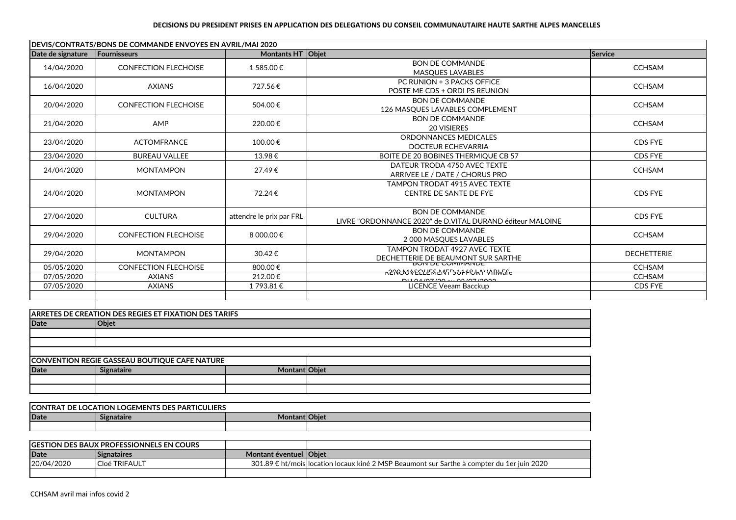**DECISIONS DU PRESIDENT PRISES EN APPLICATION DES DELEGATIONS DU CONSEIL COMMUNAUTAIRE HAUTE SARTHE ALPES MANCELLES**

| DEVIS/CONTRATS/BONS DE COMMANDE ENVOYES EN AVRIL/MAI 2020 | | | | |
|---|---|---|---|---|
| **Date de signature** | **Fournisseurs** | **Montants HT** | **Objet** | **Service** |
| 14/04/2020 | CONFECTION FLECHOISE | 1 585.00 € | BON DE COMMANDE<br>MASQUES LAVABLES | CCHSAM |
| 16/04/2020 | AXIANS | 727.56 € | PC RUNION + 3 PACKS OFFICE<br>POSTE ME CDS + ORDI PS REUNION | CCHSAM |
| 20/04/2020 | CONFECTION FLECHOISE | 504.00 € | BON DE COMMANDE<br>126 MASQUES LAVABLES COMPLEMENT | CCHSAM |
| 21/04/2020 | AMP | 220.00 € | BON DE COMMANDE<br>20 VISIERES | CCHSAM |
| 23/04/2020 | ACTOMFRANCE | 100.00 € | ORDONNANCES MEDICALES<br>DOCTEUR ECHEVARRIA | CDS FYE |
| 23/04/2020 | BUREAU VALLEE | 13.98 € | BOITE DE 20 BOBINES THERMIQUE CB 57 | CDS FYE |
| 24/04/2020 | MONTAMPON | 27.49 € | DATEUR TRODA 4750 AVEC TEXTE<br>ARRIVEE LE / DATE / CHORUS PRO | CCHSAM |
| 24/04/2020 | MONTAMPON | 72.24 € | TAMPON TRODAT 4915 AVEC TEXTE<br>CENTRE DE SANTE DE FYE | CDS FYE |
| 27/04/2020 | CULTURA | attendre le prix par FRL | BON DE COMMANDE<br>LIVRE "ORDONNANCE 2020" de D.VITAL DURAND éditeur MALOINE | CDS FYE |
| 29/04/2020 | CONFECTION FLECHOISE | 8 000.00 € | BON DE COMMANDE<br>2 000 MASQUES LAVABLES | CCHSAM |
| 29/04/2020 | MONTAMPON | 30.42 € | TAMPON TRODAT 4927 AVEC TEXTE<br>DECHETTERIE DE BEAUMONT SUR SARTHE | DECHETTERIE |
| 05/05/2020 | CONFECTION FLECHOISE | 800.00 € | BON DE COMMANDE<br>200 MASQUES | CCHSAM |
| 07/05/2020 | AXIANS | 212.00 € | RENOUVELLEMENT SUPPORT VMware<br>DU 04/07/20 au 03/07/2022 | CCHSAM |
| 07/05/2020 | AXIANS | 1 793.81 € | LICENCE Veeam Bacckup | CDS FYE |
| | | | | |

| ARRETES DE CREATION DES REGIES ET FIXATION DES TARIFS | |
|---|---|
| **Date** | **Objet** |
| | |
| | |

| CONVENTION REGIE GASSEAU BOUTIQUE CAFE NATURE | | | |
|---|---|---|---|
| **Date** | **Signataire** | **Montant** | **Objet** |
| | | | |
| | | | |

| CONTRAT DE LOCATION LOGEMENTS DES PARTICULIERS | | | |
|---|---|---|---|
| **Date** | **Signataire** | **Montant** | **Objet** |
| | | | |

| GESTION DES BAUX PROFESSIONNELS EN COURS | | | |
|---|---|---|---|
| **Date** | **Signataires** | **Montant éventuel** | **Objet** |
| 20/04/2020 | Cloé TRIFAULT | 301.89 € ht/mois | location locaux kiné 2 MSP Beaumont sur Sarthe à compter du 1er juin 2020 |
| | | | |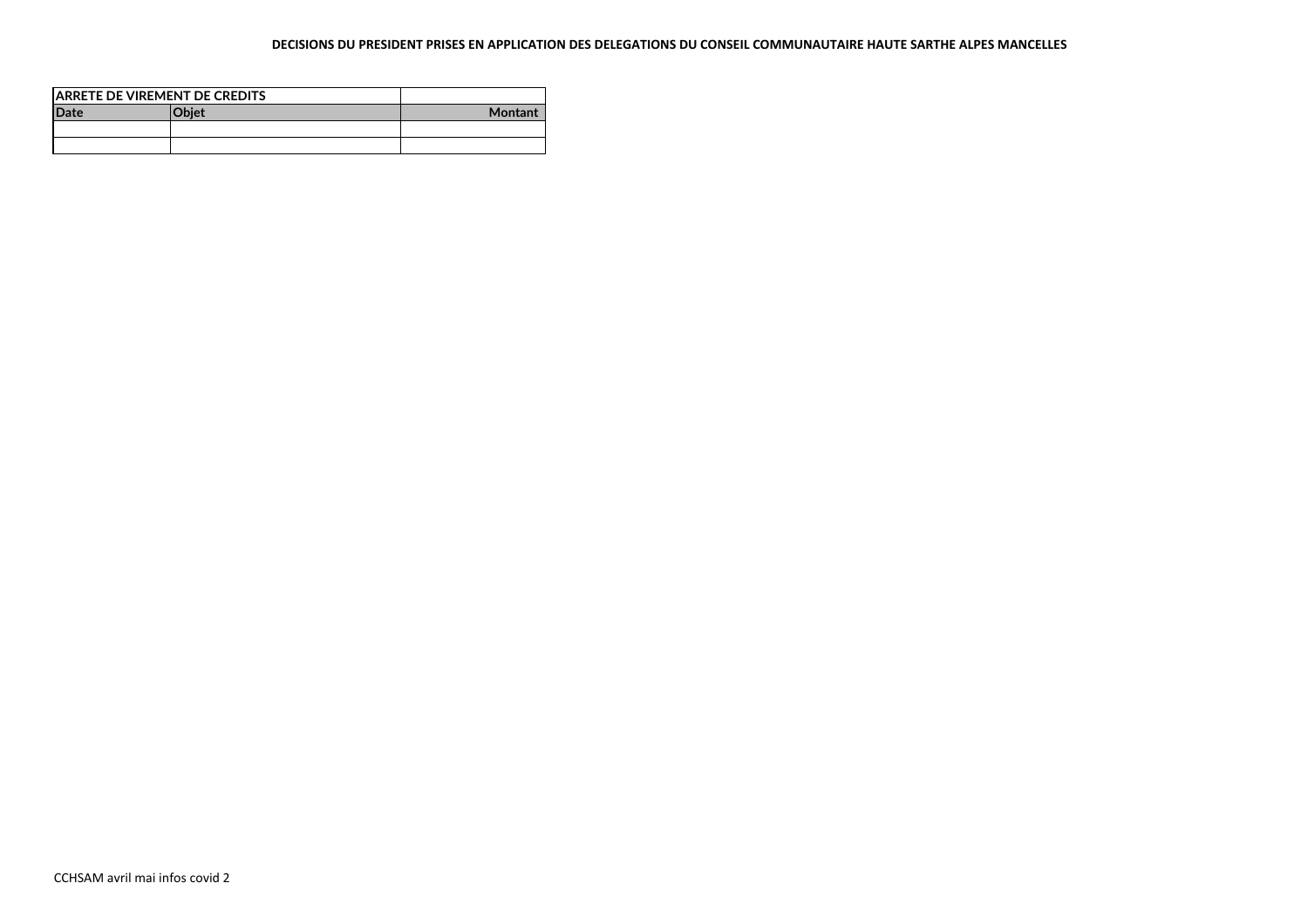**DECISIONS DU PRESIDENT PRISES EN APPLICATION DES DELEGATIONS DU CONSEIL COMMUNAUTAIRE HAUTE SARTHE ALPES MANCELLES**

| ARRETE DE VIREMENT DE CREDITS | | |
|---|---|---|
| **Date** | **Objet** | **Montant** |
| | | |
| | | |

CCHSAM avril mai infos covid 2